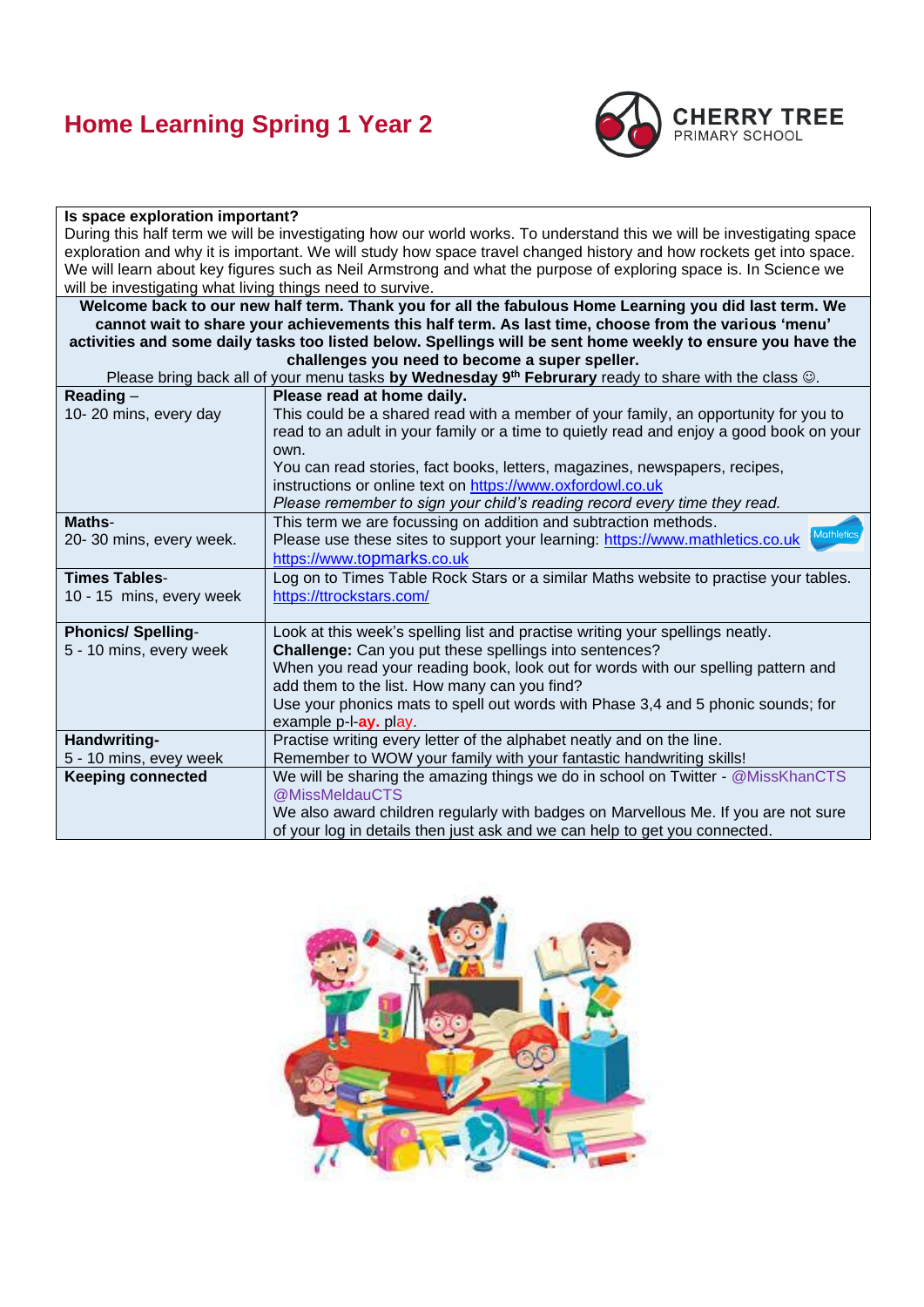# Home Learning Spring 1 Year 2

CHERRY TREE PRIMARY SCHOOL

**Is space exploration important?**

During this half term we will be investigating how our world works. To understand this we will be investigating space exploration and why it is important. We will study how space travel changed history and how rockets get into space. We will learn about key figures such as Neil Armstrong and what the purpose of exploring space is. In Science we will be investigating what living things need to survive.

**Welcome back to our new half term. Thank you for all the fabulous Home Learning you did last term. We cannot wait to share your achievements this half term. As last time, choose from the various 'menu' activities and some daily tasks too listed below. Spellings will be sent home weekly to ensure you have the challenges you need to become a super speller.**

Please bring back all of your menu tasks **by Wednesday 9th Februrary** ready to share with the class ☺.

| | |
|---|---|
| **Reading** – 10- 20 mins, every day | **Please read at home daily.** This could be a shared read with a member of your family, an opportunity for you to read to an adult in your family or a time to quietly read and enjoy a good book on your own. You can read stories, fact books, letters, magazines, newspapers, recipes, instructions or online text on https://www.oxfordowl.co.uk *Please remember to sign your child's reading record every time they read.* |
| **Maths**- 20- 30 mins, every week. | This term we are focussing on addition and subtraction methods. Please use these sites to support your learning: https://www.mathletics.co.uk https://www.topmarks.co.uk |
| **Times Tables**- 10 - 15 mins, every week | Log on to Times Table Rock Stars or a similar Maths website to practise your tables. https://ttrockstars.com/ |
| **Phonics/ Spelling**- 5 - 10 mins, every week | Look at this week's spelling list and practise writing your spellings neatly. **Challenge:** Can you put these spellings into sentences? When you read your reading book, look out for words with our spelling pattern and add them to the list. How many can you find? Use your phonics mats to spell out words with Phase 3,4 and 5 phonic sounds; for example p-l-**ay**. play. |
| **Handwriting**- 5 - 10 mins, evey week | Practise writing every letter of the alphabet neatly and on the line. Remember to WOW your family with your fantastic handwriting skills! |
| **Keeping connected** | We will be sharing the amazing things we do in school on Twitter - @MissKhanCTS @MissMeldauCTS We also award children regularly with badges on Marvellous Me. If you are not sure of your log in details then just ask and we can help to get you connected. |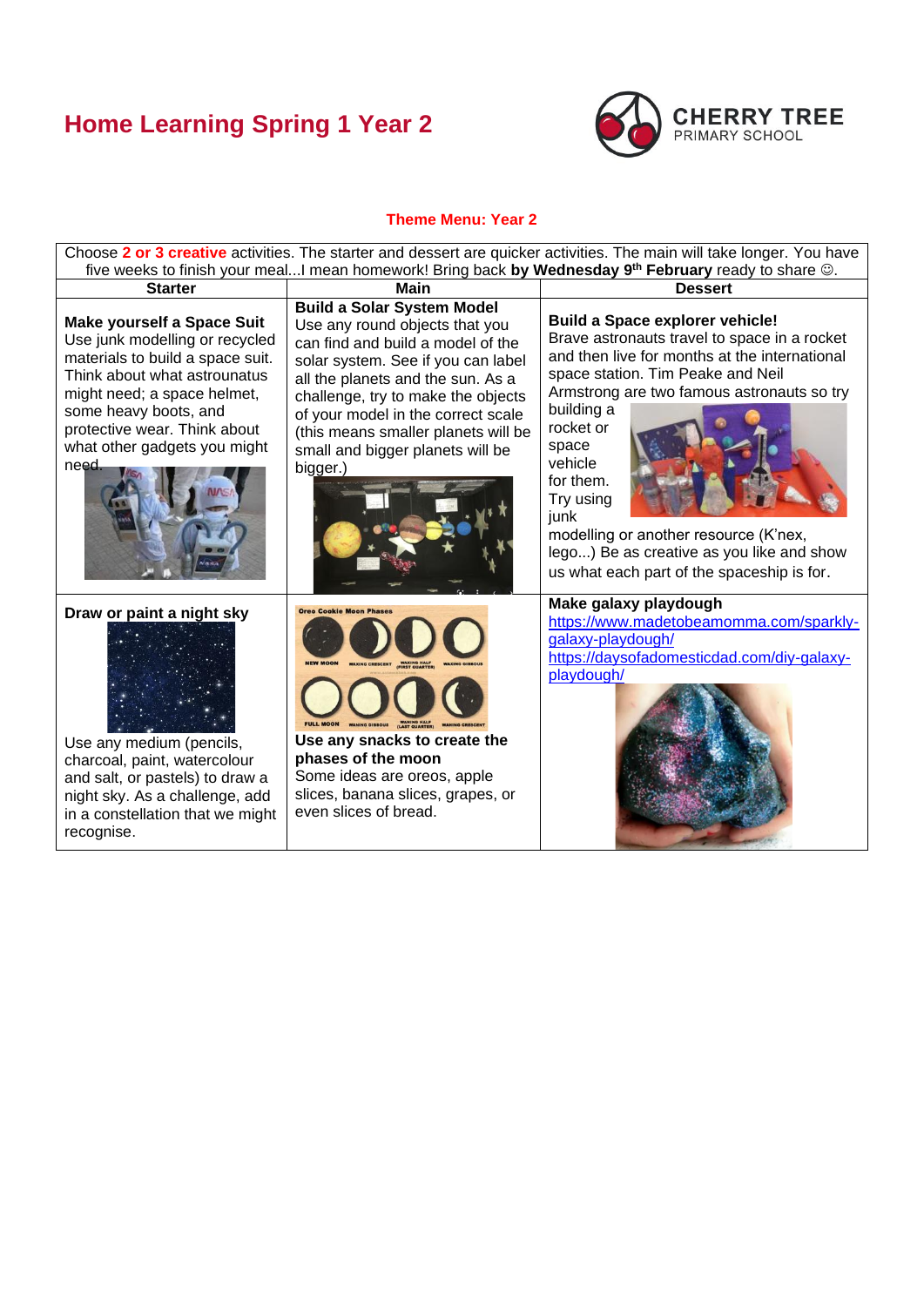# Home Learning Spring 1 Year 2

CHERRY TREE PRIMARY SCHOOL

**Theme Menu: Year 2**

Choose **2 or 3 creative** activities. The starter and dessert are quicker activities. The main will take longer. You have five weeks to finish your meal...I mean homework! Bring back **by Wednesday 9th February** ready to share ☺.

| Starter | Main | Dessert |
|---|---|---|
| **Make yourself a Space Suit** Use junk modelling or recycled materials to build a space suit. Think about what astrounatus might need; a space helmet, some heavy boots, and protective wear. Think about what other gadgets you might need. | **Build a Solar System Model** Use any round objects that you can find and build a model of the solar system. See if you can label all the planets and the sun. As a challenge, try to make the objects of your model in the correct scale (this means smaller planets will be small and bigger planets will be bigger.) | **Build a Space explorer vehicle!** Brave astronauts travel to space in a rocket and then live for months at the international space station. Tim Peake and Neil Armstrong are two famous astronauts so try building a rocket or space vehicle for them. Try using junk modelling or another resource (K'nex, lego...) Be as creative as you like and show us what each part of the spaceship is for. |
| **Draw or paint a night sky** Use any medium (pencils, charcoal, paint, watercolour and salt, or pastels) to draw a night sky. As a challenge, add in a constellation that we might recognise. | Oreo Cookie Moon Phases: NEW MOON, WAXING CRESCENT, WAXING HALF (FIRST QUARTER), WAXING GIBBOUS, FULL MOON, WANING GIBBOUS, WANING HALF (LAST QUARTER), WANING CRESCENT **Use any snacks to create the phases of the moon** Some ideas are oreos, apple slices, banana slices, grapes, or even slices of bread. | **Make galaxy playdough** https://www.madetobeamomma.com/sparkly-galaxy-playdough/ https://daysofadomesticdad.com/diy-galaxy-playdough/ |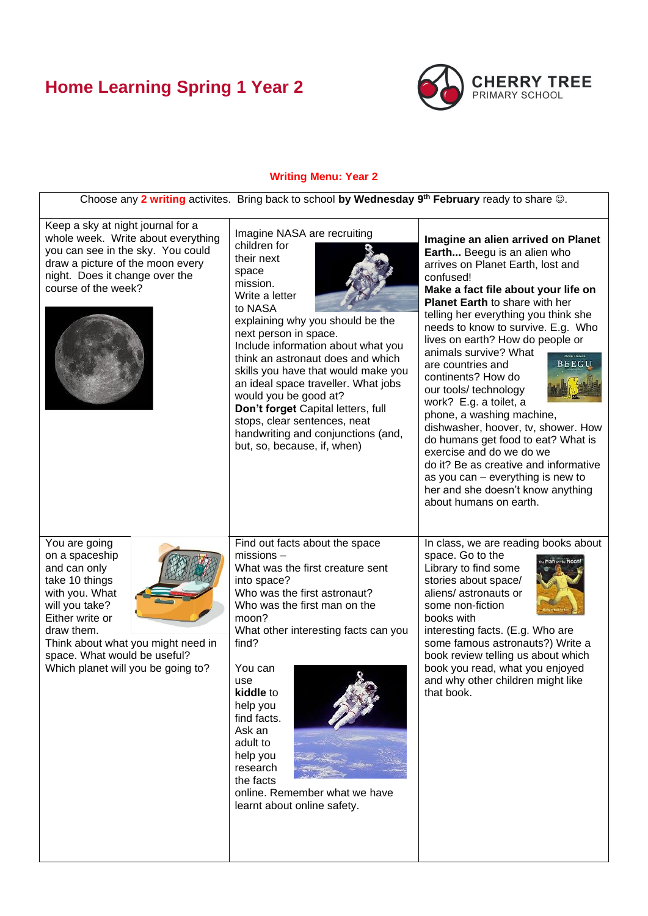# Home Learning Spring 1 Year 2

CHERRY TREE
PRIMARY SCHOOL

**Writing Menu: Year 2**

| Choose any **2 writing** activites. Bring back to school **by Wednesday 9th February** ready to share ☺. | | |
|---|---|---|
| Keep a sky at night journal for a whole week. Write about everything you can see in the sky. You could draw a picture of the moon every night. Does it change over the course of the week? | Imagine NASA are recruiting children for their next space mission. Write a letter to NASA explaining why you should be the next person in space. Include information about what you think an astronaut does and which skills you have that would make you an ideal space traveller. What jobs would you be good at? **Don't forget** Capital letters, full stops, clear sentences, neat handwriting and conjunctions (and, but, so, because, if, when) | **Imagine an alien arrived on Planet Earth...** Beegu is an alien who arrives on Planet Earth, lost and confused! **Make a fact file about your life on Planet Earth** to share with her telling her everything you think she needs to know to survive. E.g. Who lives on earth? How do people or animals survive? What are countries and continents? How do our tools/ technology work? E.g. a toilet, a phone, a washing machine, dishwasher, hoover, tv, shower. How do humans get food to eat? What is exercise and do we do we do it? Be as creative and informative as you can – everything is new to her and she doesn't know anything about humans on earth. |
| You are going on a spaceship and can only take 10 things with you. What will you take? Either write or draw them. Think about what you might need in space. What would be useful? Which planet will you be going to? | Find out facts about the space missions – What was the first creature sent into space? Who was the first astronaut? Who was the first man on the moon? What other interesting facts can you find? You can use **kiddle** to help you find facts. Ask an adult to help you research the facts online. Remember what we have learnt about online safety. | In class, we are reading books about space. Go to the Library to find some stories about space/ aliens/ astronauts or some non-fiction books with interesting facts. (E.g. Who are some famous astronauts?) Write a book review telling us about which book you read, what you enjoyed and why other children might like that book. |